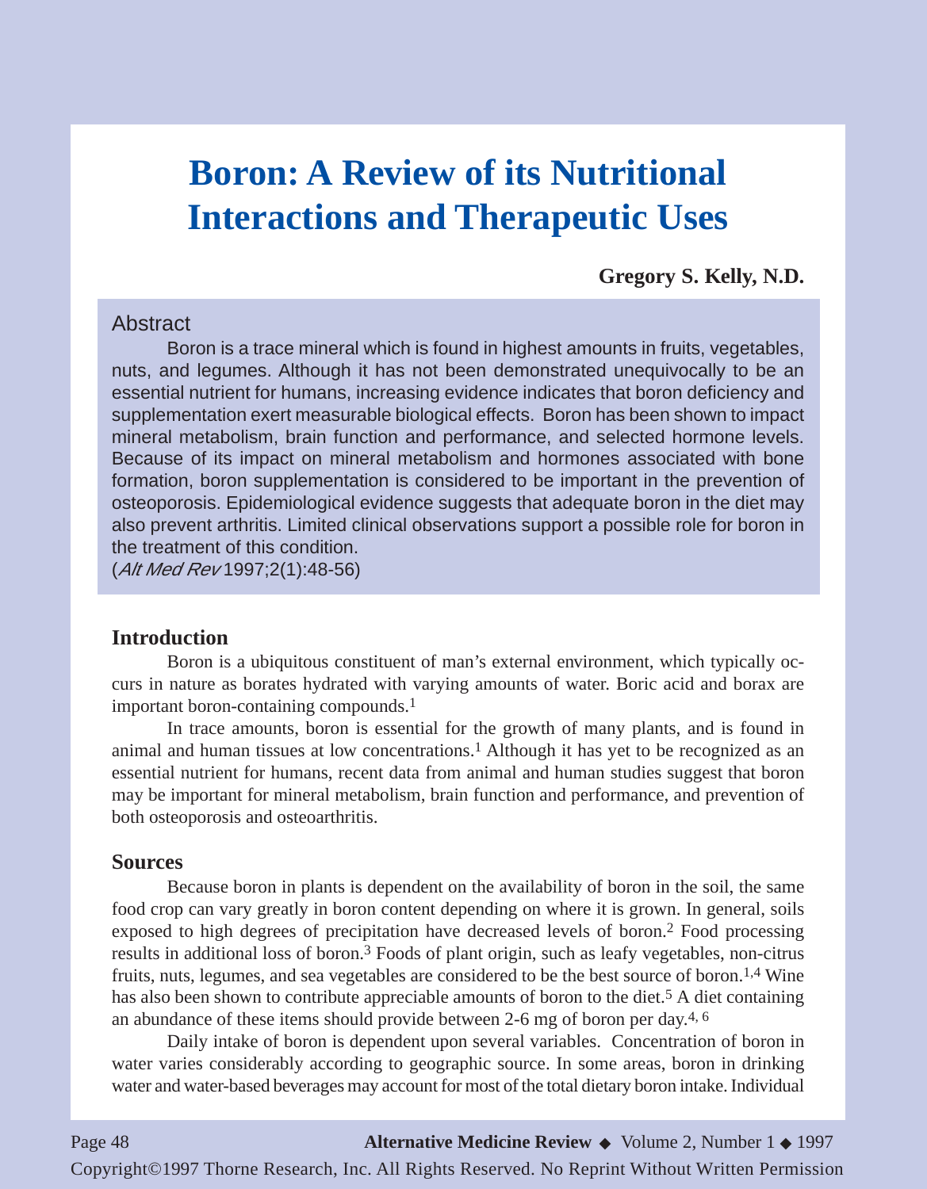# Boron: A Review of its Nutritional Interactions and Therapeutic Uses

**Gregory S. Kelly, N.D.**

## Abstract

Boron is a trace mineral which is found in highest amounts in fruits, vegetables, nuts, and legumes. Although it has not been demonstrated unequivocally to be an essential nutrient for humans, increasing evidence indicates that boron deficiency and supplementation exert measurable biological effects. Boron has been shown to impact mineral metabolism, brain function and performance, and selected hormone levels. Because of its impact on mineral metabolism and hormones associated with bone formation, boron supplementation is considered to be important in the prevention of osteoporosis. Epidemiological evidence suggests that adequate boron in the diet may also prevent arthritis. Limited clinical observations support a possible role for boron in the treatment of this condition.
(*Alt Med Rev* 1997;2(1):48-56)

## Introduction

Boron is a ubiquitous constituent of man's external environment, which typically occurs in nature as borates hydrated with varying amounts of water. Boric acid and borax are important boron-containing compounds.[1]

In trace amounts, boron is essential for the growth of many plants, and is found in animal and human tissues at low concentrations.[1] Although it has yet to be recognized as an essential nutrient for humans, recent data from animal and human studies suggest that boron may be important for mineral metabolism, brain function and performance, and prevention of both osteoporosis and osteoarthritis.

## Sources

Because boron in plants is dependent on the availability of boron in the soil, the same food crop can vary greatly in boron content depending on where it is grown. In general, soils exposed to high degrees of precipitation have decreased levels of boron.[2] Food processing results in additional loss of boron.[3] Foods of plant origin, such as leafy vegetables, non-citrus fruits, nuts, legumes, and sea vegetables are considered to be the best source of boron.[1,4] Wine has also been shown to contribute appreciable amounts of boron to the diet.[5] A diet containing an abundance of these items should provide between 2-6 mg of boron per day.[4, 6]

Daily intake of boron is dependent upon several variables. Concentration of boron in water varies considerably according to geographic source. In some areas, boron in drinking water and water-based beverages may account for most of the total dietary boron intake. Individual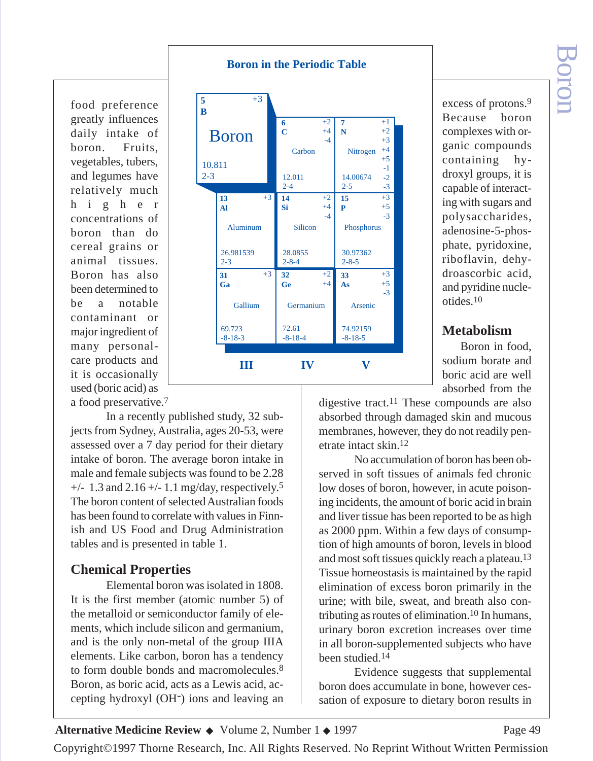food preference greatly influences daily intake of boron. Fruits, vegetables, tubers, and legumes have relatively much higher concentrations of boron than do cereal grains or animal tissues. Boron has also been determined to be a notable contaminant or major ingredient of many personal-care products and it is occasionally used (boric acid) as a food preservative.[7]

In a recently published study, 32 subjects from Sydney, Australia, ages 20-53, were assessed over a 7 day period for their dietary intake of boron. The average boron intake in male and female subjects was found to be 2.28 +/- 1.3 and 2.16 +/- 1.1 mg/day, respectively.[5] The boron content of selected Australian foods has been found to correlate with values in Finnish and US Food and Drug Administration tables and is presented in table 1.

**Boron in the Periodic Table**

| III | IV | V |
|---|---|---|
| 5 B, Boron, +3, 10.811, 2-3 | 6 C, Carbon, +2 +4 -4, 12.011, 2-4 | 7 N, Nitrogen, +1 +2 +3 +4 +5 -1 -2 -3, 14.00674, 2-5 |
| 13 Al, Aluminum, +3, 26.981539, 2-3 | 14 Si, Silicon, +2 +4 -4, 28.0855, 2-8-4 | 15 P, Phosphorus, +3 +5 -3, 30.97362, 2-8-5 |
| 31 Ga, Gallium, +3, 69.723, -8-18-3 | 32 Ge, Germanium, +2 +4, 72.61, -8-18-4 | 33 As, Arsenic, +3 +5 -3, 74.92159, -8-18-5 |

## Chemical Properties

Elemental boron was isolated in 1808. It is the first member (atomic number 5) of the metalloid or semiconductor family of elements, which include silicon and germanium, and is the only non-metal of the group IIIA elements. Like carbon, boron has a tendency to form double bonds and macromolecules.[8] Boron, as boric acid, acts as a Lewis acid, accepting hydroxyl ($OH^-$) ions and leaving an excess of protons.[9] Because boron complexes with organic compounds containing hydroxyl groups, it is capable of interacting with sugars and polysaccharides, adenosine-5-phosphate, pyridoxine, riboflavin, dehydroascorbic acid, and pyridine nucleotides.[10]

## Metabolism

Boron in food, sodium borate and boric acid are well absorbed from the digestive tract.[11] These compounds are also absorbed through damaged skin and mucous membranes, however, they do not readily penetrate intact skin.[12]

No accumulation of boron has been observed in soft tissues of animals fed chronic low doses of boron, however, in acute poisoning incidents, the amount of boric acid in brain and liver tissue has been reported to be as high as 2000 ppm. Within a few days of consumption of high amounts of boron, levels in blood and most soft tissues quickly reach a plateau.[13] Tissue homeostasis is maintained by the rapid elimination of excess boron primarily in the urine; with bile, sweat, and breath also contributing as routes of elimination.[10] In humans, urinary boron excretion increases over time in all boron-supplemented subjects who have been studied.[14]

Evidence suggests that supplemental boron does accumulate in bone, however cessation of exposure to dietary boron results in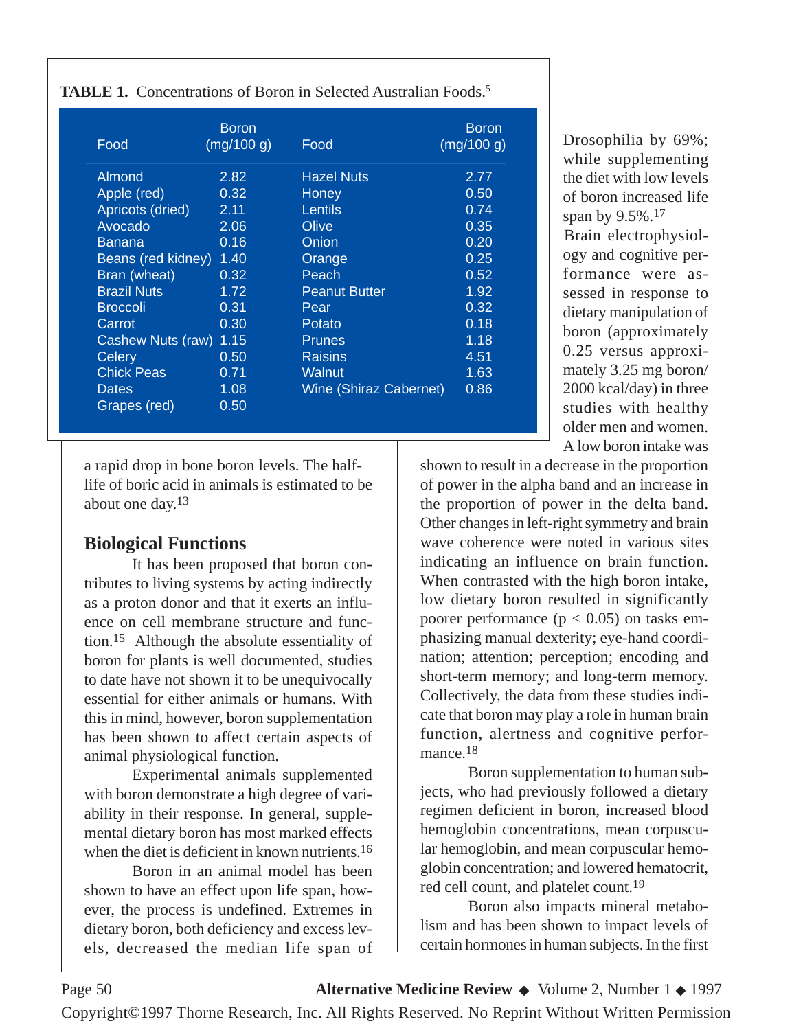**TABLE 1.** Concentrations of Boron in Selected Australian Foods.[5]

| Food | Boron (mg/100 g) | Food | Boron (mg/100 g) |
|---|---|---|---|
| Almond | 2.82 | Hazel Nuts | 2.77 |
| Apple (red) | 0.32 | Honey | 0.50 |
| Apricots (dried) | 2.11 | Lentils | 0.74 |
| Avocado | 2.06 | Olive | 0.35 |
| Banana | 0.16 | Onion | 0.20 |
| Beans (red kidney) | 1.40 | Orange | 0.25 |
| Bran (wheat) | 0.32 | Peach | 0.52 |
| Brazil Nuts | 1.72 | Peanut Butter | 1.92 |
| Broccoli | 0.31 | Pear | 0.32 |
| Carrot | 0.30 | Potato | 0.18 |
| Cashew Nuts (raw) | 1.15 | Prunes | 1.18 |
| Celery | 0.50 | Raisins | 4.51 |
| Chick Peas | 0.71 | Walnut | 1.63 |
| Dates | 1.08 | Wine (Shiraz Cabernet) | 0.86 |
| Grapes (red) | 0.50 | | |

a rapid drop in bone boron levels. The half-life of boric acid in animals is estimated to be about one day.[13]

## Biological Functions

It has been proposed that boron contributes to living systems by acting indirectly as a proton donor and that it exerts an influence on cell membrane structure and function.[15] Although the absolute essentiality of boron for plants is well documented, studies to date have not shown it to be unequivocally essential for either animals or humans. With this in mind, however, boron supplementation has been shown to affect certain aspects of animal physiological function.

Experimental animals supplemented with boron demonstrate a high degree of variability in their response. In general, supplemental dietary boron has most marked effects when the diet is deficient in known nutrients.[16]

Boron in an animal model has been shown to have an effect upon life span, however, the process is undefined. Extremes in dietary boron, both deficiency and excess levels, decreased the median life span of Drosophilia by 69%; while supplementing the diet with low levels of boron increased life span by 9.5%.[17]

Brain electrophysiology and cognitive performance were assessed in response to dietary manipulation of boron (approximately 0.25 versus approximately 3.25 mg boron/2000 kcal/day) in three studies with healthy older men and women. A low boron intake was shown to result in a decrease in the proportion of power in the alpha band and an increase in the proportion of power in the delta band. Other changes in left-right symmetry and brain wave coherence were noted in various sites indicating an influence on brain function. When contrasted with the high boron intake, low dietary boron resulted in significantly poorer performance ($p < 0.05$) on tasks emphasizing manual dexterity; eye-hand coordination; attention; perception; encoding and short-term memory; and long-term memory. Collectively, the data from these studies indicate that boron may play a role in human brain function, alertness and cognitive performance.[18]

Boron supplementation to human subjects, who had previously followed a dietary regimen deficient in boron, increased blood hemoglobin concentrations, mean corpuscular hemoglobin, and mean corpuscular hemoglobin concentration; and lowered hematocrit, red cell count, and platelet count.[19]

Boron also impacts mineral metabolism and has been shown to impact levels of certain hormones in human subjects. In the first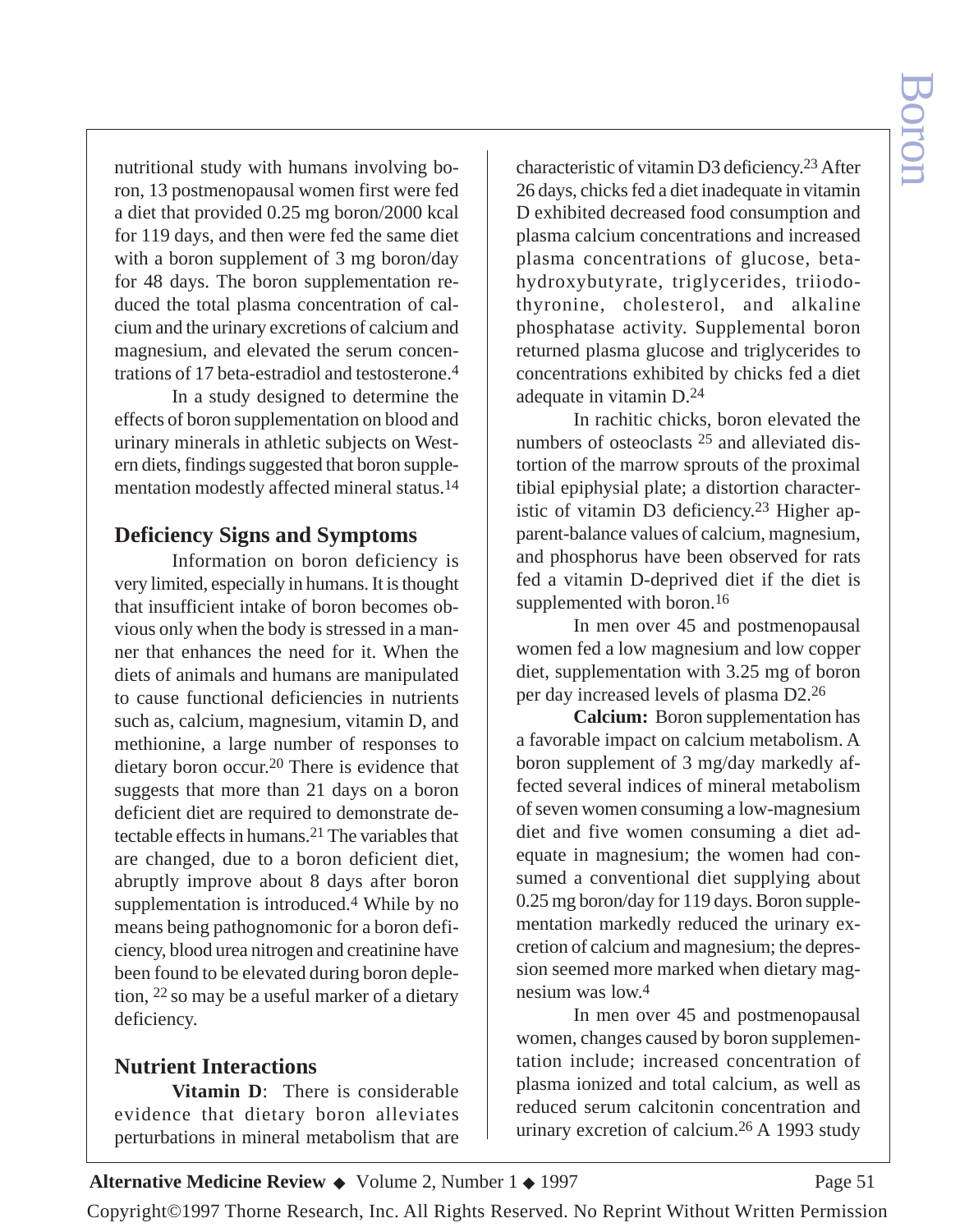nutritional study with humans involving boron, 13 postmenopausal women first were fed a diet that provided 0.25 mg boron/2000 kcal for 119 days, and then were fed the same diet with a boron supplement of 3 mg boron/day for 48 days. The boron supplementation reduced the total plasma concentration of calcium and the urinary excretions of calcium and magnesium, and elevated the serum concentrations of 17 beta-estradiol and testosterone.[4]

In a study designed to determine the effects of boron supplementation on blood and urinary minerals in athletic subjects on Western diets, findings suggested that boron supplementation modestly affected mineral status.[14]

## Deficiency Signs and Symptoms

Information on boron deficiency is very limited, especially in humans. It is thought that insufficient intake of boron becomes obvious only when the body is stressed in a manner that enhances the need for it. When the diets of animals and humans are manipulated to cause functional deficiencies in nutrients such as, calcium, magnesium, vitamin D, and methionine, a large number of responses to dietary boron occur.[20] There is evidence that suggests that more than 21 days on a boron deficient diet are required to demonstrate detectable effects in humans.[21] The variables that are changed, due to a boron deficient diet, abruptly improve about 8 days after boron supplementation is introduced.[4] While by no means being pathognomonic for a boron deficiency, blood urea nitrogen and creatinine have been found to be elevated during boron depletion, [22] so may be a useful marker of a dietary deficiency.

## Nutrient Interactions

**Vitamin D**: There is considerable evidence that dietary boron alleviates perturbations in mineral metabolism that are characteristic of vitamin D3 deficiency.[23] After 26 days, chicks fed a diet inadequate in vitamin D exhibited decreased food consumption and plasma calcium concentrations and increased plasma concentrations of glucose, beta-hydroxybutyrate, triglycerides, triiodothyronine, cholesterol, and alkaline phosphatase activity. Supplemental boron returned plasma glucose and triglycerides to concentrations exhibited by chicks fed a diet adequate in vitamin D.[24]

In rachitic chicks, boron elevated the numbers of osteoclasts [25] and alleviated distortion of the marrow sprouts of the proximal tibial epiphysial plate; a distortion characteristic of vitamin D3 deficiency.[23] Higher apparent-balance values of calcium, magnesium, and phosphorus have been observed for rats fed a vitamin D-deprived diet if the diet is supplemented with boron.[16]

In men over 45 and postmenopausal women fed a low magnesium and low copper diet, supplementation with 3.25 mg of boron per day increased levels of plasma D2.[26]

**Calcium:** Boron supplementation has a favorable impact on calcium metabolism. A boron supplement of 3 mg/day markedly affected several indices of mineral metabolism of seven women consuming a low-magnesium diet and five women consuming a diet adequate in magnesium; the women had consumed a conventional diet supplying about 0.25 mg boron/day for 119 days. Boron supplementation markedly reduced the urinary excretion of calcium and magnesium; the depression seemed more marked when dietary magnesium was low.[4]

In men over 45 and postmenopausal women, changes caused by boron supplementation include; increased concentration of plasma ionized and total calcium, as well as reduced serum calcitonin concentration and urinary excretion of calcium.[26] A 1993 study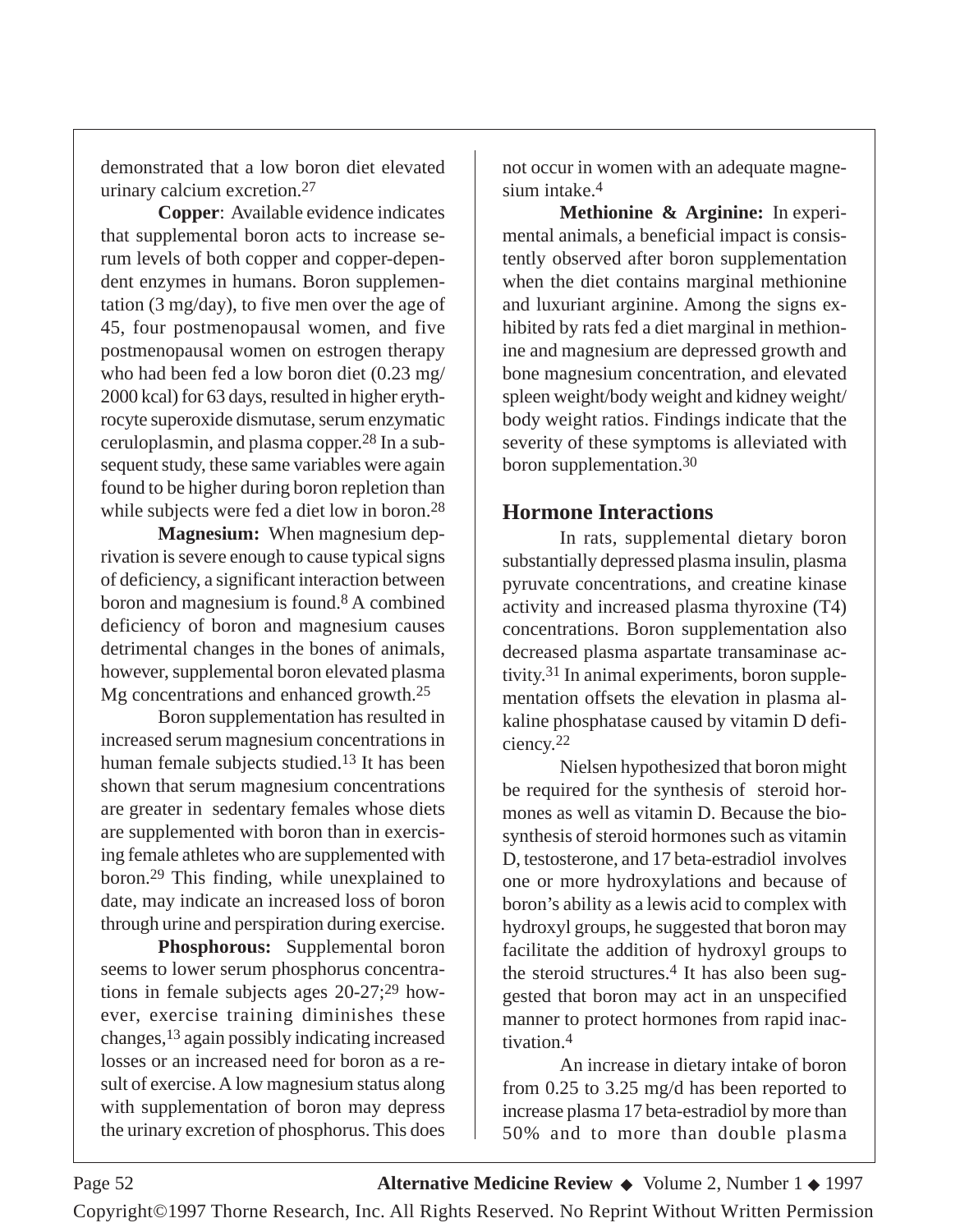demonstrated that a low boron diet elevated urinary calcium excretion.[27]

**Copper**: Available evidence indicates that supplemental boron acts to increase serum levels of both copper and copper-dependent enzymes in humans. Boron supplementation (3 mg/day), to five men over the age of 45, four postmenopausal women, and five postmenopausal women on estrogen therapy who had been fed a low boron diet (0.23 mg/2000 kcal) for 63 days, resulted in higher erythrocyte superoxide dismutase, serum enzymatic ceruloplasmin, and plasma copper.[28] In a subsequent study, these same variables were again found to be higher during boron repletion than while subjects were fed a diet low in boron.[28]

**Magnesium:** When magnesium deprivation is severe enough to cause typical signs of deficiency, a significant interaction between boron and magnesium is found.[8] A combined deficiency of boron and magnesium causes detrimental changes in the bones of animals, however, supplemental boron elevated plasma Mg concentrations and enhanced growth.[25]

Boron supplementation has resulted in increased serum magnesium concentrations in human female subjects studied.[13] It has been shown that serum magnesium concentrations are greater in sedentary females whose diets are supplemented with boron than in exercising female athletes who are supplemented with boron.[29] This finding, while unexplained to date, may indicate an increased loss of boron through urine and perspiration during exercise.

**Phosphorous:** Supplemental boron seems to lower serum phosphorus concentrations in female subjects ages 20-27;[29] however, exercise training diminishes these changes,[13] again possibly indicating increased losses or an increased need for boron as a result of exercise. A low magnesium status along with supplementation of boron may depress the urinary excretion of phosphorus. This does not occur in women with an adequate magnesium intake.[4]

**Methionine & Arginine:** In experimental animals, a beneficial impact is consistently observed after boron supplementation when the diet contains marginal methionine and luxuriant arginine. Among the signs exhibited by rats fed a diet marginal in methionine and magnesium are depressed growth and bone magnesium concentration, and elevated spleen weight/body weight and kidney weight/body weight ratios. Findings indicate that the severity of these symptoms is alleviated with boron supplementation.[30]

## Hormone Interactions

In rats, supplemental dietary boron substantially depressed plasma insulin, plasma pyruvate concentrations, and creatine kinase activity and increased plasma thyroxine (T4) concentrations. Boron supplementation also decreased plasma aspartate transaminase activity.[31] In animal experiments, boron supplementation offsets the elevation in plasma alkaline phosphatase caused by vitamin D deficiency.[22]

Nielsen hypothesized that boron might be required for the synthesis of steroid hormones as well as vitamin D. Because the biosynthesis of steroid hormones such as vitamin D, testosterone, and 17 beta-estradiol involves one or more hydroxylations and because of boron's ability as a lewis acid to complex with hydroxyl groups, he suggested that boron may facilitate the addition of hydroxyl groups to the steroid structures.[4] It has also been suggested that boron may act in an unspecified manner to protect hormones from rapid inactivation.[4]

An increase in dietary intake of boron from 0.25 to 3.25 mg/d has been reported to increase plasma 17 beta-estradiol by more than 50% and to more than double plasma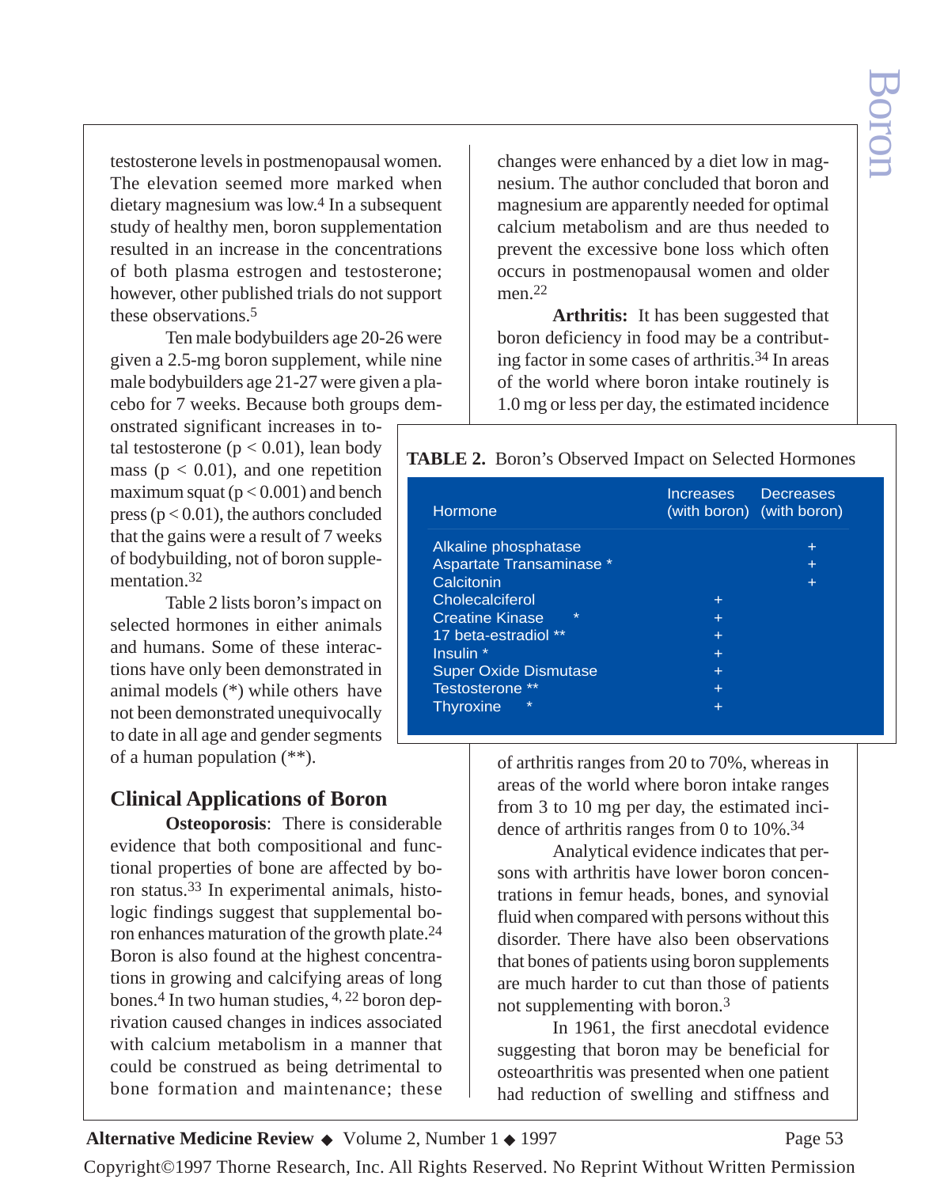testosterone levels in postmenopausal women. The elevation seemed more marked when dietary magnesium was low.[4] In a subsequent study of healthy men, boron supplementation resulted in an increase in the concentrations of both plasma estrogen and testosterone; however, other published trials do not support these observations.[5]

Ten male bodybuilders age 20-26 were given a 2.5-mg boron supplement, while nine male bodybuilders age 21-27 were given a placebo for 7 weeks. Because both groups demonstrated significant increases in total testosterone ($p < 0.01$), lean body mass ($p < 0.01$), and one repetition maximum squat ($p < 0.001$) and bench press ($p < 0.01$), the authors concluded that the gains were a result of 7 weeks of bodybuilding, not of boron supplementation.[32]

Table 2 lists boron's impact on selected hormones in either animals and humans. Some of these interactions have only been demonstrated in animal models (*) while others have not been demonstrated unequivocally to date in all age and gender segments of a human population (**).

**TABLE 2.** Boron's Observed Impact on Selected Hormones

| Hormone | Increases (with boron) | Decreases (with boron) |
|---|---|---|
| Alkaline phosphatase | | + |
| Aspartate Transaminase * | | + |
| Calcitonin | | + |
| Cholecalciferol | + | |
| Creatine Kinase * | + | |
| 17 beta-estradiol ** | + | |
| Insulin * | + | |
| Super Oxide Dismutase | + | |
| Testosterone ** | + | |
| Thyroxine * | + | |

## Clinical Applications of Boron

**Osteoporosis**: There is considerable evidence that both compositional and functional properties of bone are affected by boron status.[33] In experimental animals, histologic findings suggest that supplemental boron enhances maturation of the growth plate.[24] Boron is also found at the highest concentrations in growing and calcifying areas of long bones.[4] In two human studies,[4, 22] boron deprivation caused changes in indices associated with calcium metabolism in a manner that could be construed as being detrimental to bone formation and maintenance; these changes were enhanced by a diet low in magnesium. The author concluded that boron and magnesium are apparently needed for optimal calcium metabolism and are thus needed to prevent the excessive bone loss which often occurs in postmenopausal women and older men.[22]

**Arthritis:** It has been suggested that boron deficiency in food may be a contributing factor in some cases of arthritis.[34] In areas of the world where boron intake routinely is 1.0 mg or less per day, the estimated incidence of arthritis ranges from 20 to 70%, whereas in areas of the world where boron intake ranges from 3 to 10 mg per day, the estimated incidence of arthritis ranges from 0 to 10%.[34]

Analytical evidence indicates that persons with arthritis have lower boron concentrations in femur heads, bones, and synovial fluid when compared with persons without this disorder. There have also been observations that bones of patients using boron supplements are much harder to cut than those of patients not supplementing with boron.[3]

In 1961, the first anecdotal evidence suggesting that boron may be beneficial for osteoarthritis was presented when one patient had reduction of swelling and stiffness and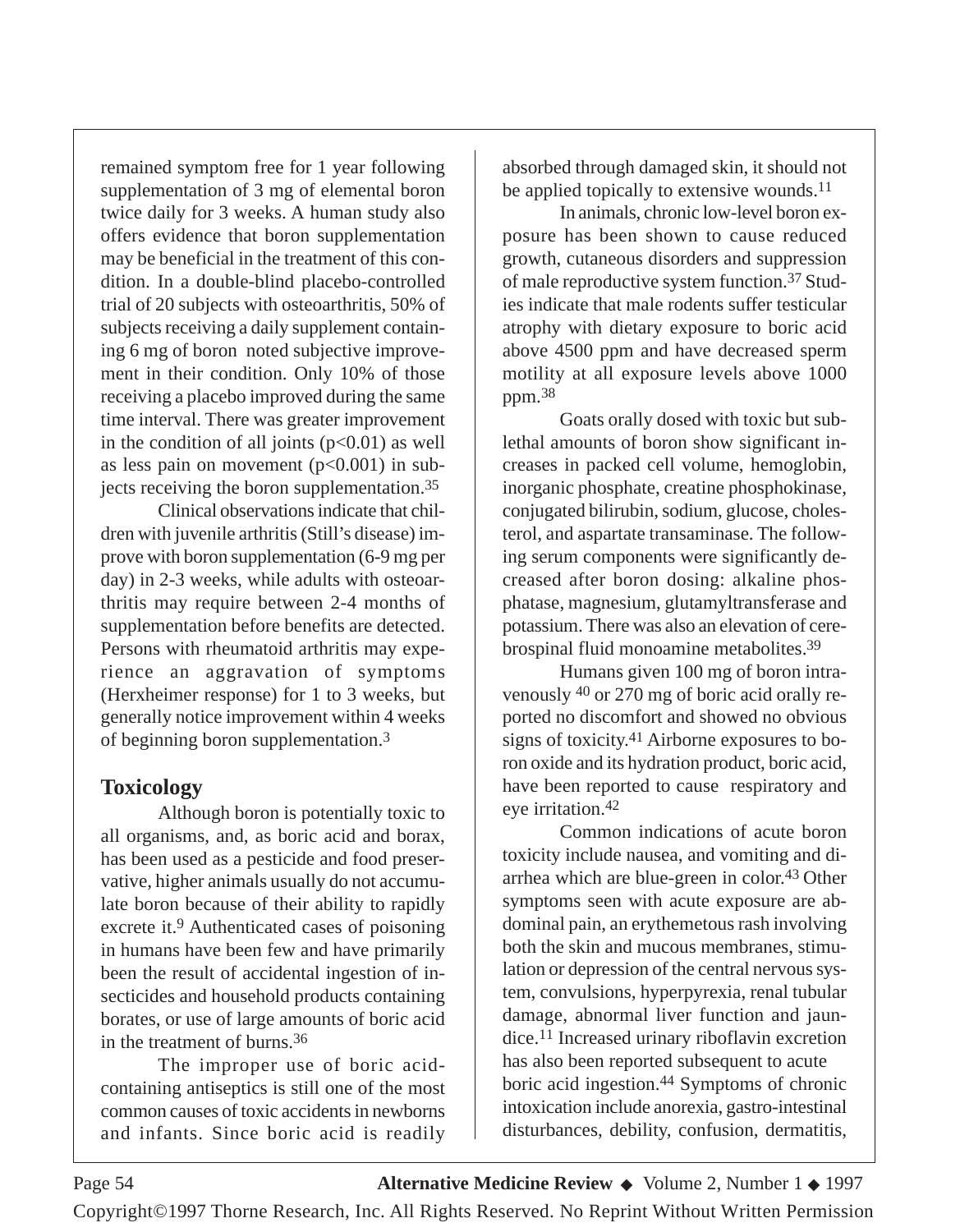remained symptom free for 1 year following supplementation of 3 mg of elemental boron twice daily for 3 weeks. A human study also offers evidence that boron supplementation may be beneficial in the treatment of this condition. In a double-blind placebo-controlled trial of 20 subjects with osteoarthritis, 50% of subjects receiving a daily supplement containing 6 mg of boron noted subjective improvement in their condition. Only 10% of those receiving a placebo improved during the same time interval. There was greater improvement in the condition of all joints ($p<0.01$) as well as less pain on movement ($p<0.001$) in subjects receiving the boron supplementation.[35]

Clinical observations indicate that children with juvenile arthritis (Still's disease) improve with boron supplementation (6-9 mg per day) in 2-3 weeks, while adults with osteoarthritis may require between 2-4 months of supplementation before benefits are detected. Persons with rheumatoid arthritis may experience an aggravation of symptoms (Herxheimer response) for 1 to 3 weeks, but generally notice improvement within 4 weeks of beginning boron supplementation.[3]

## Toxicology

Although boron is potentially toxic to all organisms, and, as boric acid and borax, has been used as a pesticide and food preservative, higher animals usually do not accumulate boron because of their ability to rapidly excrete it.[9] Authenticated cases of poisoning in humans have been few and have primarily been the result of accidental ingestion of insecticides and household products containing borates, or use of large amounts of boric acid in the treatment of burns.[36]

The improper use of boric acid-containing antiseptics is still one of the most common causes of toxic accidents in newborns and infants. Since boric acid is readily absorbed through damaged skin, it should not be applied topically to extensive wounds.[11]

In animals, chronic low-level boron exposure has been shown to cause reduced growth, cutaneous disorders and suppression of male reproductive system function.[37] Studies indicate that male rodents suffer testicular atrophy with dietary exposure to boric acid above 4500 ppm and have decreased sperm motility at all exposure levels above 1000 ppm.[38]

Goats orally dosed with toxic but sublethal amounts of boron show significant increases in packed cell volume, hemoglobin, inorganic phosphate, creatine phosphokinase, conjugated bilirubin, sodium, glucose, cholesterol, and aspartate transaminase. The following serum components were significantly decreased after boron dosing: alkaline phosphatase, magnesium, glutamyltransferase and potassium. There was also an elevation of cerebrospinal fluid monoamine metabolites.[39]

Humans given 100 mg of boron intravenously [40] or 270 mg of boric acid orally reported no discomfort and showed no obvious signs of toxicity.[41] Airborne exposures to boron oxide and its hydration product, boric acid, have been reported to cause respiratory and eye irritation.[42]

Common indications of acute boron toxicity include nausea, and vomiting and diarrhea which are blue-green in color.[43] Other symptoms seen with acute exposure are abdominal pain, an erythemetous rash involving both the skin and mucous membranes, stimulation or depression of the central nervous system, convulsions, hyperpyrexia, renal tubular damage, abnormal liver function and jaundice.[11] Increased urinary riboflavin excretion has also been reported subsequent to acute boric acid ingestion.[44] Symptoms of chronic intoxication include anorexia, gastro-intestinal disturbances, debility, confusion, dermatitis,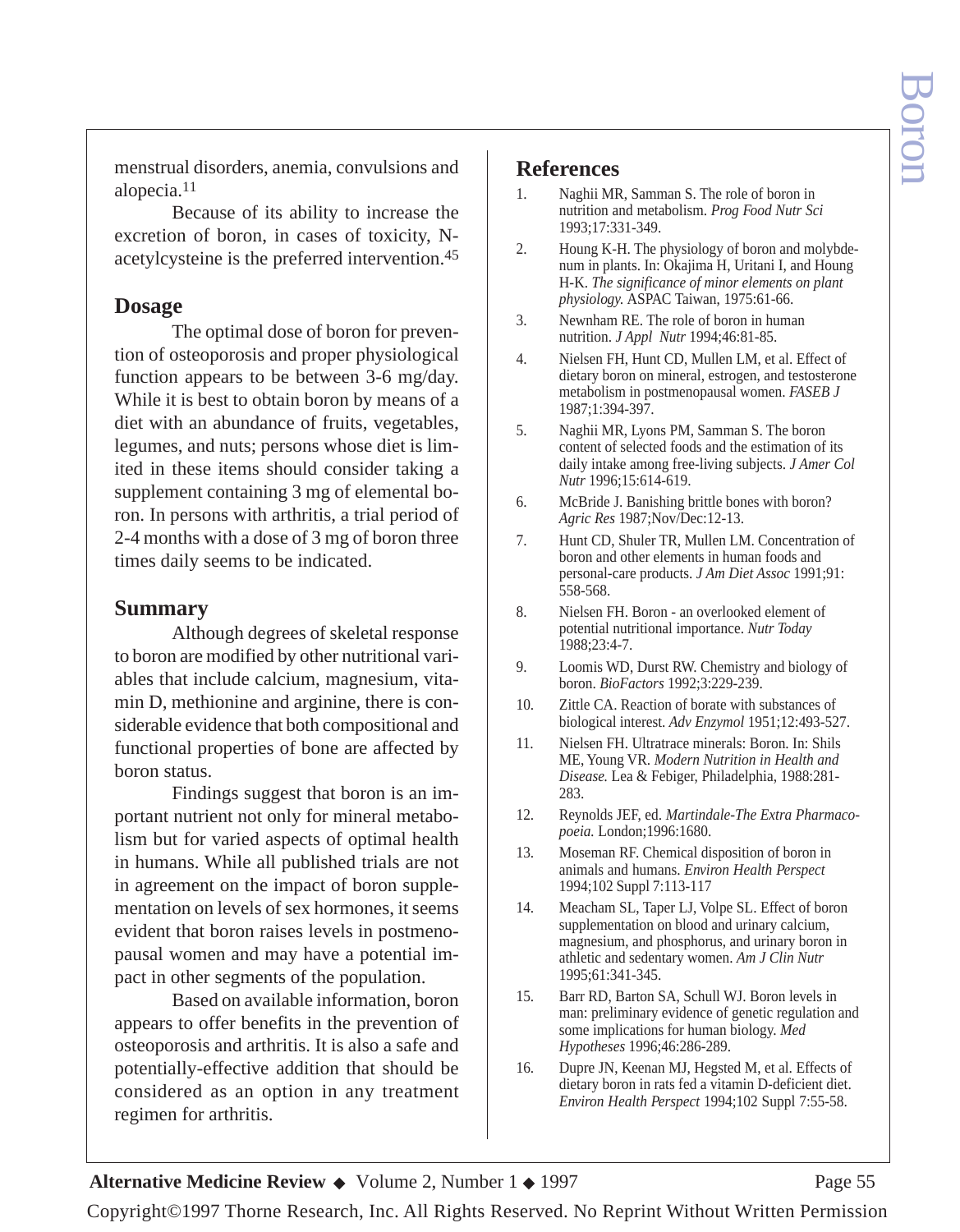menstrual disorders, anemia, convulsions and alopecia.[11]

Because of its ability to increase the excretion of boron, in cases of toxicity, N-acetylcysteine is the preferred intervention.[45]

## Dosage

The optimal dose of boron for prevention of osteoporosis and proper physiological function appears to be between 3-6 mg/day. While it is best to obtain boron by means of a diet with an abundance of fruits, vegetables, legumes, and nuts; persons whose diet is limited in these items should consider taking a supplement containing 3 mg of elemental boron. In persons with arthritis, a trial period of 2-4 months with a dose of 3 mg of boron three times daily seems to be indicated.

## Summary

Although degrees of skeletal response to boron are modified by other nutritional variables that include calcium, magnesium, vitamin D, methionine and arginine, there is considerable evidence that both compositional and functional properties of bone are affected by boron status.

Findings suggest that boron is an important nutrient not only for mineral metabolism but for varied aspects of optimal health in humans. While all published trials are not in agreement on the impact of boron supplementation on levels of sex hormones, it seems evident that boron raises levels in postmenopausal women and may have a potential impact in other segments of the population.

Based on available information, boron appears to offer benefits in the prevention of osteoporosis and arthritis. It is also a safe and potentially-effective addition that should be considered as an option in any treatment regimen for arthritis.

## References

1. Naghii MR, Samman S. The role of boron in nutrition and metabolism. *Prog Food Nutr Sci* 1993;17:331-349.
2. Houng K-H. The physiology of boron and molybdenum in plants. In: Okajima H, Uritani I, and Houng H-K. *The significance of minor elements on plant physiology.* ASPAC Taiwan, 1975:61-66.
3. Newnham RE. The role of boron in human nutrition. *J Appl Nutr* 1994;46:81-85.
4. Nielsen FH, Hunt CD, Mullen LM, et al. Effect of dietary boron on mineral, estrogen, and testosterone metabolism in postmenopausal women. *FASEB J* 1987;1:394-397.
5. Naghii MR, Lyons PM, Samman S. The boron content of selected foods and the estimation of its daily intake among free-living subjects. *J Amer Col Nutr* 1996;15:614-619.
6. McBride J. Banishing brittle bones with boron? *Agric Res* 1987;Nov/Dec:12-13.
7. Hunt CD, Shuler TR, Mullen LM. Concentration of boron and other elements in human foods and personal-care products. *J Am Diet Assoc* 1991;91: 558-568.
8. Nielsen FH. Boron - an overlooked element of potential nutritional importance. *Nutr Today* 1988;23:4-7.
9. Loomis WD, Durst RW. Chemistry and biology of boron. *BioFactors* 1992;3:229-239.
10. Zittle CA. Reaction of borate with substances of biological interest. *Adv Enzymol* 1951;12:493-527.
11. Nielsen FH. Ultratrace minerals: Boron. In: Shils ME, Young VR. *Modern Nutrition in Health and Disease.* Lea & Febiger, Philadelphia, 1988:281-283.
12. Reynolds JEF, ed. *Martindale-The Extra Pharmacopoeia.* London;1996:1680.
13. Moseman RF. Chemical disposition of boron in animals and humans. *Environ Health Perspect* 1994;102 Suppl 7:113-117
14. Meacham SL, Taper LJ, Volpe SL. Effect of boron supplementation on blood and urinary calcium, magnesium, and phosphorus, and urinary boron in athletic and sedentary women. *Am J Clin Nutr* 1995;61:341-345.
15. Barr RD, Barton SA, Schull WJ. Boron levels in man: preliminary evidence of genetic regulation and some implications for human biology. *Med Hypotheses* 1996;46:286-289.
16. Dupre JN, Keenan MJ, Hegsted M, et al. Effects of dietary boron in rats fed a vitamin D-deficient diet. *Environ Health Perspect* 1994;102 Suppl 7:55-58.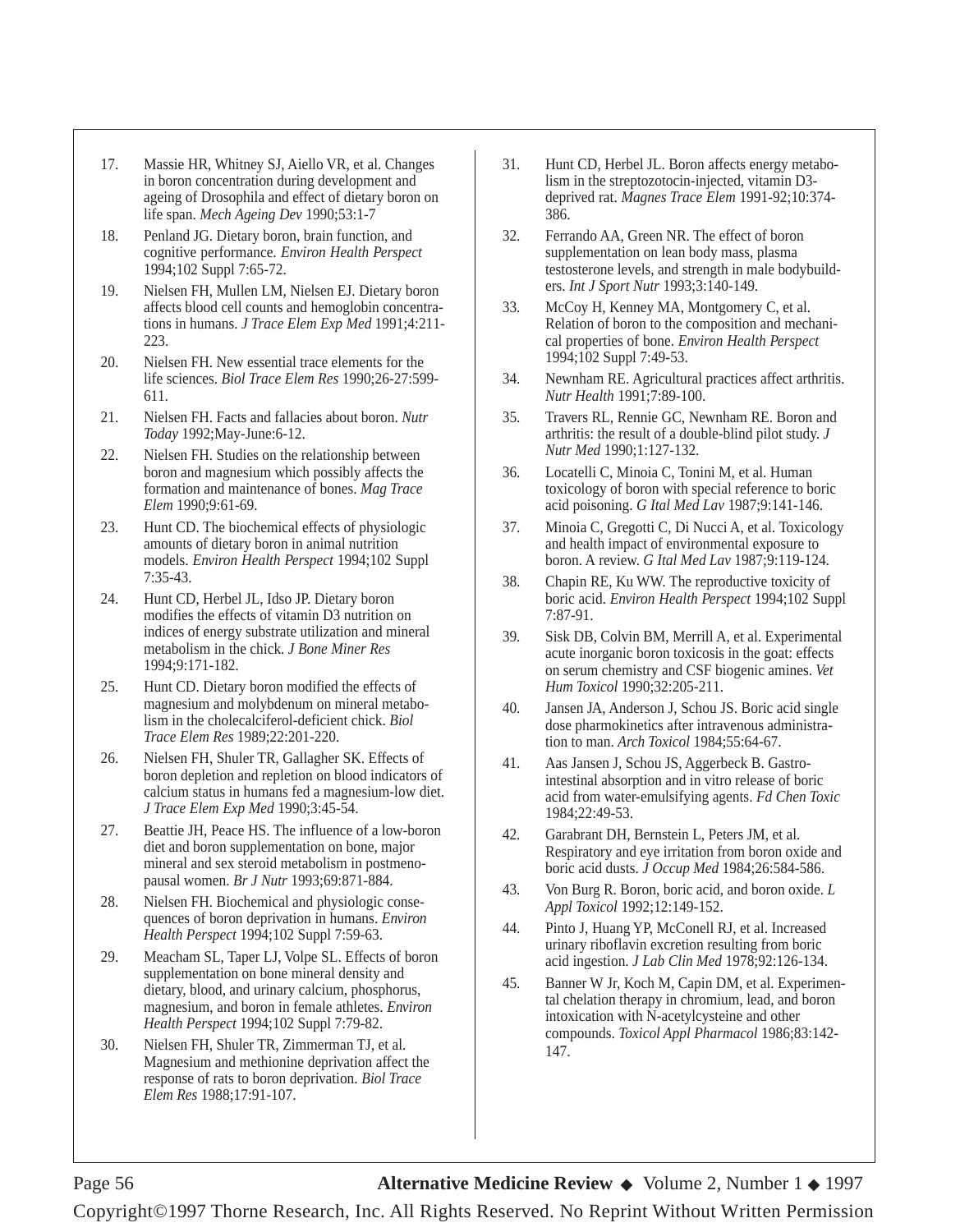17. Massie HR, Whitney SJ, Aiello VR, et al. Changes in boron concentration during development and ageing of Drosophila and effect of dietary boron on life span. *Mech Ageing Dev* 1990;53:1-7

18. Penland JG. Dietary boron, brain function, and cognitive performance. *Environ Health Perspect* 1994;102 Suppl 7:65-72.

19. Nielsen FH, Mullen LM, Nielsen EJ. Dietary boron affects blood cell counts and hemoglobin concentrations in humans. *J Trace Elem Exp Med* 1991;4:211-223.

20. Nielsen FH. New essential trace elements for the life sciences. *Biol Trace Elem Res* 1990;26-27:599-611.

21. Nielsen FH. Facts and fallacies about boron. *Nutr Today* 1992;May-June:6-12.

22. Nielsen FH. Studies on the relationship between boron and magnesium which possibly affects the formation and maintenance of bones. *Mag Trace Elem* 1990;9:61-69.

23. Hunt CD. The biochemical effects of physiologic amounts of dietary boron in animal nutrition models. *Environ Health Perspect* 1994;102 Suppl 7:35-43.

24. Hunt CD, Herbel JL, Idso JP. Dietary boron modifies the effects of vitamin D3 nutrition on indices of energy substrate utilization and mineral metabolism in the chick. *J Bone Miner Res* 1994;9:171-182.

25. Hunt CD. Dietary boron modified the effects of magnesium and molybdenum on mineral metabolism in the cholecalciferol-deficient chick. *Biol Trace Elem Res* 1989;22:201-220.

26. Nielsen FH, Shuler TR, Gallagher SK. Effects of boron depletion and repletion on blood indicators of calcium status in humans fed a magnesium-low diet. *J Trace Elem Exp Med* 1990;3:45-54.

27. Beattie JH, Peace HS. The influence of a low-boron diet and boron supplementation on bone, major mineral and sex steroid metabolism in postmenopausal women. *Br J Nutr* 1993;69:871-884.

28. Nielsen FH. Biochemical and physiologic consequences of boron deprivation in humans. *Environ Health Perspect* 1994;102 Suppl 7:59-63.

29. Meacham SL, Taper LJ, Volpe SL. Effects of boron supplementation on bone mineral density and dietary, blood, and urinary calcium, phosphorus, magnesium, and boron in female athletes. *Environ Health Perspect* 1994;102 Suppl 7:79-82.

30. Nielsen FH, Shuler TR, Zimmerman TJ, et al. Magnesium and methionine deprivation affect the response of rats to boron deprivation. *Biol Trace Elem Res* 1988;17:91-107.

31. Hunt CD, Herbel JL. Boron affects energy metabolism in the streptozotocin-injected, vitamin D3-deprived rat. *Magnes Trace Elem* 1991-92;10:374-386.

32. Ferrando AA, Green NR. The effect of boron supplementation on lean body mass, plasma testosterone levels, and strength in male bodybuilders. *Int J Sport Nutr* 1993;3:140-149.

33. McCoy H, Kenney MA, Montgomery C, et al. Relation of boron to the composition and mechanical properties of bone. *Environ Health Perspect* 1994;102 Suppl 7:49-53.

34. Newnham RE. Agricultural practices affect arthritis. *Nutr Health* 1991;7:89-100.

35. Travers RL, Rennie GC, Newnham RE. Boron and arthritis: the result of a double-blind pilot study. *J Nutr Med* 1990;1:127-132.

36. Locatelli C, Minoia C, Tonini M, et al. Human toxicology of boron with special reference to boric acid poisoning. *G Ital Med Lav* 1987;9:141-146.

37. Minoia C, Gregotti C, Di Nucci A, et al. Toxicology and health impact of environmental exposure to boron. A review. *G Ital Med Lav* 1987;9:119-124.

38. Chapin RE, Ku WW. The reproductive toxicity of boric acid. *Environ Health Perspect* 1994;102 Suppl 7:87-91.

39. Sisk DB, Colvin BM, Merrill A, et al. Experimental acute inorganic boron toxicosis in the goat: effects on serum chemistry and CSF biogenic amines. *Vet Hum Toxicol* 1990;32:205-211.

40. Jansen JA, Anderson J, Schou JS. Boric acid single dose pharmokinetics after intravenous administration to man. *Arch Toxicol* 1984;55:64-67.

41. Aas Jansen J, Schou JS, Aggerbeck B. Gastro-intestinal absorption and in vitro release of boric acid from water-emulsifying agents. *Fd Chen Toxic* 1984;22:49-53.

42. Garabrant DH, Bernstein L, Peters JM, et al. Respiratory and eye irritation from boron oxide and boric acid dusts. *J Occup Med* 1984;26:584-586.

43. Von Burg R. Boron, boric acid, and boron oxide. *L Appl Toxicol* 1992;12:149-152.

44. Pinto J, Huang YP, McConell RJ, et al. Increased urinary riboflavin excretion resulting from boric acid ingestion. *J Lab Clin Med* 1978;92:126-134.

45. Banner W Jr, Koch M, Capin DM, et al. Experimental chelation therapy in chromium, lead, and boron intoxication with N-acetylcysteine and other compounds. *Toxicol Appl Pharmacol* 1986;83:142-147.

Copyright©1997 Thorne Research, Inc. All Rights Reserved. No Reprint Without Written Permission